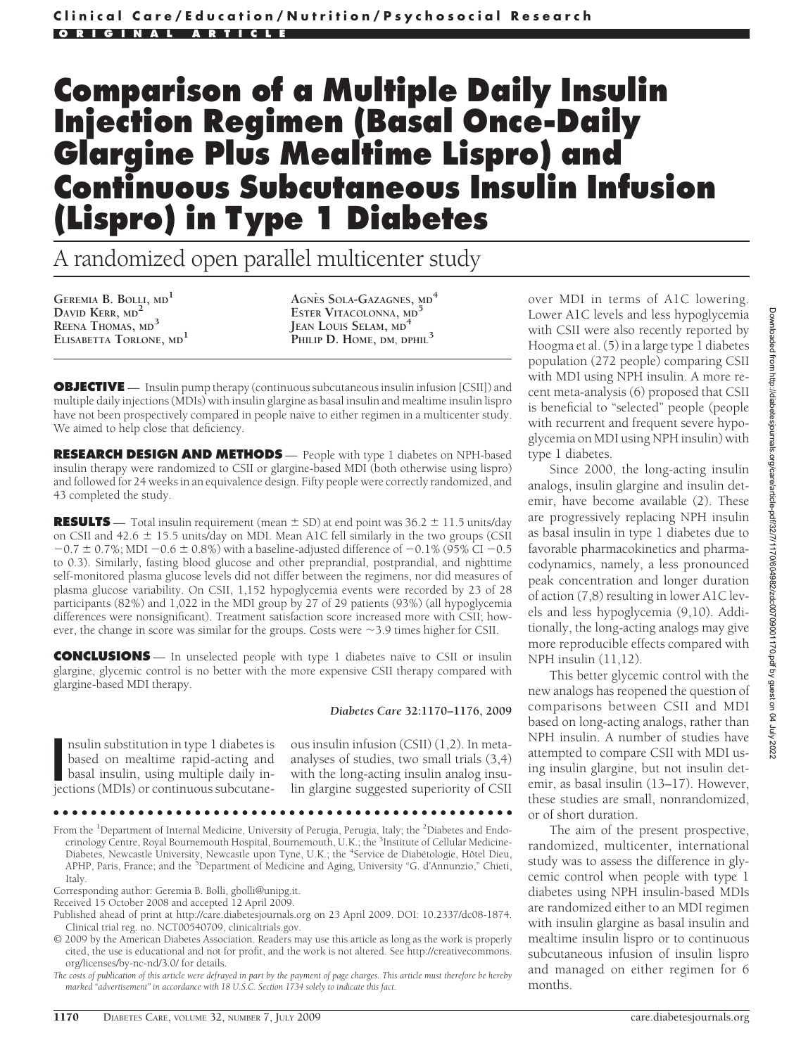Clinical Care/Education/Nutrition/Psychosocial Research

ORIGINAL ARTICLE

# Comparison of a Multiple Daily Insulin Injection Regimen (Basal Once-Daily Glargine Plus Mealtime Lispro) and Continuous Subcutaneous Insulin Infusion (Lispro) in Type 1 Diabetes

## A randomized open parallel multicenter study

GEREMIA B. BOLLI, MD[1]
DAVID KERR, MD[2]
REENA THOMAS, MD[3]
ELISABETTA TORLONE, MD[1]
AGNÈS SOLA-GAZAGNES, MD[4]
ESTER VITACOLONNA, MD[5]
JEAN LOUIS SELAM, MD[4]
PHILIP D. HOME, DM, DPHIL[3]

**OBJECTIVE** — Insulin pump therapy (continuous subcutaneous insulin infusion [CSII]) and multiple daily injections (MDIs) with insulin glargine as basal insulin and mealtime insulin lispro have not been prospectively compared in people naïve to either regimen in a multicenter study. We aimed to help close that deficiency.

**RESEARCH DESIGN AND METHODS** — People with type 1 diabetes on NPH-based insulin therapy were randomized to CSII or glargine-based MDI (both otherwise using lispro) and followed for 24 weeks in an equivalence design. Fifty people were correctly randomized, and 43 completed the study.

**RESULTS** — Total insulin requirement (mean ± SD) at end point was 36.2 ± 11.5 units/day on CSII and 42.6 ± 15.5 units/day on MDI. Mean A1C fell similarly in the two groups (CSII −0.7 ± 0.7%; MDI −0.6 ± 0.8%) with a baseline-adjusted difference of −0.1% (95% CI −0.5 to 0.3). Similarly, fasting blood glucose and other preprandial, postprandial, and nighttime self-monitored plasma glucose levels did not differ between the regimens, nor did measures of plasma glucose variability. On CSII, 1,152 hypoglycemia events were recorded by 23 of 28 participants (82%) and 1,022 in the MDI group by 27 of 29 patients (93%) (all hypoglycemia differences were nonsignificant). Treatment satisfaction score increased more with CSII; however, the change in score was similar for the groups. Costs were ~3.9 times higher for CSII.

**CONCLUSIONS** — In unselected people with type 1 diabetes naïve to CSII or insulin glargine, glycemic control is no better with the more expensive CSII therapy compared with glargine-based MDI therapy.

*Diabetes Care* 32:1170–1176, 2009

Insulin substitution in type 1 diabetes is based on mealtime rapid-acting and basal insulin, using multiple daily injections (MDIs) or continuous subcutaneous insulin infusion (CSII) (1,2). In meta-analyses of studies, two small trials (3,4) with the long-acting insulin analog insulin glargine suggested superiority of CSII over MDI in terms of A1C lowering. Lower A1C levels and less hypoglycemia with CSII were also recently reported by Hoogma et al. (5) in a large type 1 diabetes population (272 people) comparing CSII with MDI using NPH insulin. A more recent meta-analysis (6) proposed that CSII is beneficial to "selected" people (people with recurrent and frequent severe hypoglycemia on MDI using NPH insulin) with type 1 diabetes.

Since 2000, the long-acting insulin analogs, insulin glargine and insulin detemir, have become available (2). These are progressively replacing NPH insulin as basal insulin in type 1 diabetes due to favorable pharmacokinetics and pharmacodynamics, namely, a less pronounced peak concentration and longer duration of action (7,8) resulting in lower A1C levels and less hypoglycemia (9,10). Additionally, the long-acting analogs may give more reproducible effects compared with NPH insulin (11,12).

This better glycemic control with the new analogs has reopened the question of comparisons between CSII and MDI based on long-acting analogs, rather than NPH insulin. A number of studies have attempted to compare CSII with MDI using insulin glargine, but not insulin detemir, as basal insulin (13–17). However, these studies are small, nonrandomized, or of short duration.

The aim of the present prospective, randomized, multicenter, international study was to assess the difference in glycemic control when people with type 1 diabetes using NPH insulin-based MDIs are randomized either to an MDI regimen with insulin glargine as basal insulin and mealtime insulin lispro or to continuous subcutaneous infusion of insulin lispro and managed on either regimen for 6 months.

---

From the [1]Department of Internal Medicine, University of Perugia, Perugia, Italy; the [2]Diabetes and Endocrinology Centre, Royal Bournemouth Hospital, Bournemouth, U.K.; the [3]Institute of Cellular Medicine-Diabetes, Newcastle University, Newcastle upon Tyne, U.K.; the [4]Service de Diabétologie, Hôtel Dieu, APHP, Paris, France; and the [5]Department of Medicine and Aging, University "G. d'Annunzio," Chieti, Italy.

Corresponding author: Geremia B. Bolli, gbolli@unipg.it.

Received 15 October 2008 and accepted 12 April 2009.

Published ahead of print at http://care.diabetesjournals.org on 23 April 2009. DOI: 10.2337/dc08-1874. Clinical trial reg. no. NCT00540709, clinicaltrials.gov.

© 2009 by the American Diabetes Association. Readers may use this article as long as the work is properly cited, the use is educational and not for profit, and the work is not altered. See http://creativecommons.org/licenses/by-nc-nd/3.0/ for details.

*The costs of publication of this article were defrayed in part by the payment of page charges. This article must therefore be hereby marked "advertisement" in accordance with 18 U.S.C. Section 1734 solely to indicate this fact.*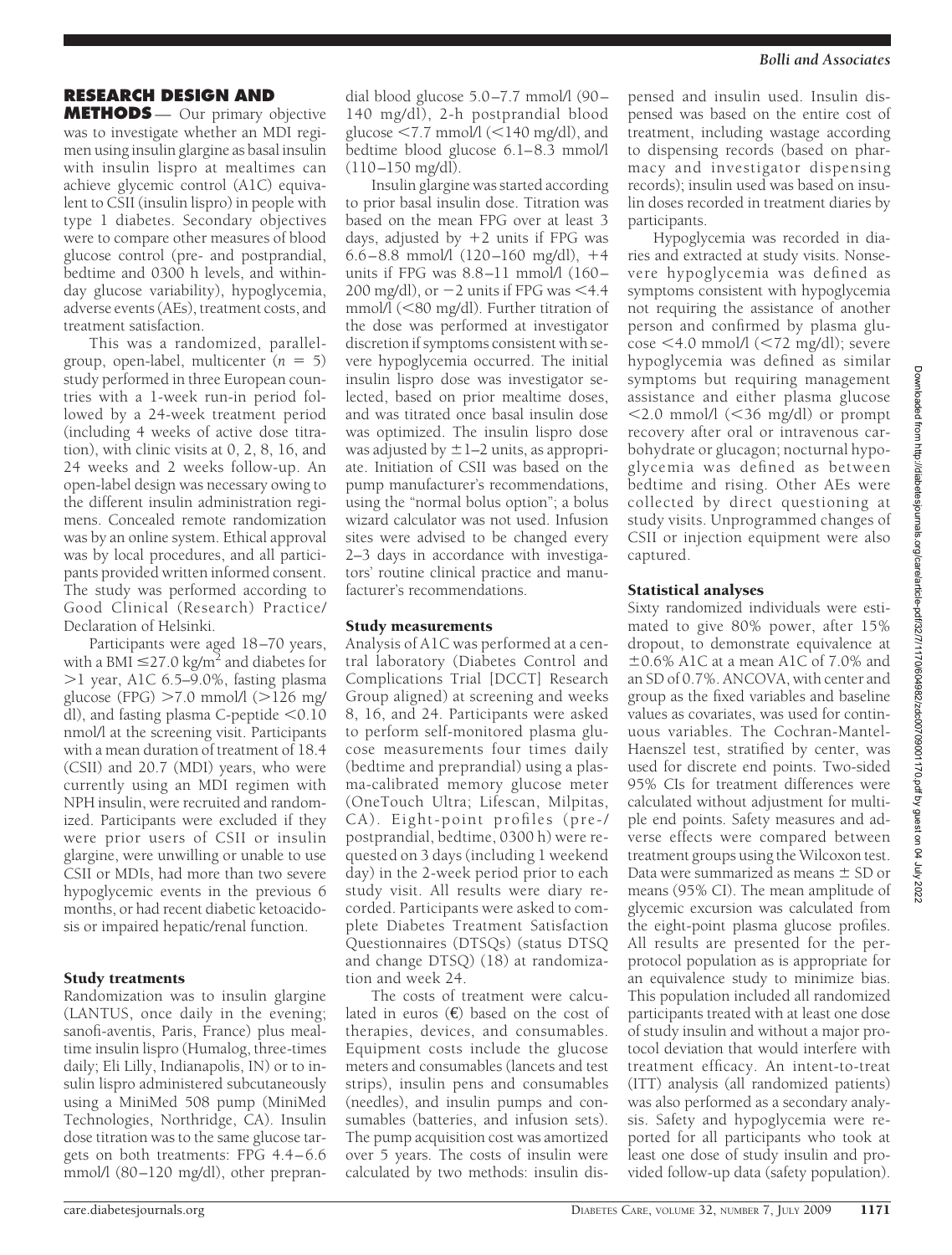## RESEARCH DESIGN AND METHODS

Our primary objective was to investigate whether an MDI regimen using insulin glargine as basal insulin with insulin lispro at mealtimes can achieve glycemic control (A1C) equivalent to CSII (insulin lispro) in people with type 1 diabetes. Secondary objectives were to compare other measures of blood glucose control (pre- and postprandial, bedtime and 0300 h levels, and within-day glucose variability), hypoglycemia, adverse events (AEs), treatment satisfaction, and treatment costs.

This was a randomized, parallel-group, open-label, multicenter ($n = 5$) study performed in three European countries with a 1-week run-in period followed by a 24-week treatment period (including 4 weeks of active dose titration), with clinic visits at 0, 2, 8, 16, and 24 weeks and 2 weeks follow-up. An open-label design was necessary owing to the different insulin administration regimens. Concealed remote randomization was by an online system. Ethical approval was by local procedures, and all participants provided written informed consent. The study was performed according to Good Clinical (Research) Practice/Declaration of Helsinki.

Participants were aged 18–70 years, with a BMI $\leq$27.0 kg/m$^2$ and diabetes for >1 year, A1C 6.5–9.0%, fasting plasma glucose (FPG) >7.0 mmol/l (>126 mg/dl), and fasting plasma C-peptide <0.10 nmol/l at the screening visit. Participants with a mean duration of treatment of 18.4 (CSII) and 20.7 (MDI) years, who were currently using an MDI regimen with NPH insulin, were recruited and randomized. Participants were excluded if they were prior users of CSII or insulin glargine, were unwilling or unable to use CSII or MDIs, had more than two severe hypoglycemic events in the previous 6 months, or had recent diabetic ketoacidosis or impaired hepatic/renal function.

### Study treatments

Randomization was to insulin glargine (LANTUS, once daily in the evening; sanofi-aventis, Paris, France) plus mealtime insulin lispro (Humalog, three-times daily; Eli Lilly, Indianapolis, IN) or to insulin lispro administered subcutaneously using a MiniMed 508 pump (MiniMed Technologies, Northridge, CA). Insulin dose titration was to the same glucose targets on both treatments: FPG 4.4–6.6 mmol/l (80–120 mg/dl), other preprandial blood glucose 5.0–7.7 mmol/l (90–140 mg/dl), 2-h postprandial blood glucose <7.7 mmol/l (<140 mg/dl), and bedtime blood glucose 6.1–8.3 mmol/l (110–150 mg/dl).

Insulin glargine was started according to prior basal insulin dose. Titration was based on the mean FPG over at least 3 days, adjusted by +2 units if FPG was 6.6–8.8 mmol/l (120–160 mg/dl), +4 units if FPG was 8.8–11 mmol/l (160–200 mg/dl), or −2 units if FPG was <4.4 mmol/l (<80 mg/dl). Further titration of the dose was performed at investigator discretion if symptoms consistent with severe hypoglycemia occurred. The initial insulin lispro dose was investigator selected, based on prior mealtime doses, and was titrated once basal insulin dose was optimized. The insulin lispro dose was adjusted by ±1–2 units, as appropriate. Initiation of CSII was based on the pump manufacturer's recommendations, using the "normal bolus option"; a bolus wizard calculator was not used. Infusion sites were advised to be changed every 2–3 days in accordance with investigators' routine clinical practice and manufacturer's recommendations.

### Study measurements

Analysis of A1C was performed at a central laboratory (Diabetes Control and Complications Trial [DCCT] Research Group aligned) at screening and weeks 8, 16, and 24. Participants were asked to perform self-monitored plasma glucose measurements four times daily (bedtime and preprandial) using a plasma-calibrated memory glucose meter (OneTouch Ultra; Lifescan, Milpitas, CA). Eight-point profiles (pre-/postprandial, bedtime, 0300 h) were requested on 3 days (including 1 weekend day) in the 2-week period prior to each study visit. All results were diary recorded. Participants were asked to complete Diabetes Treatment Satisfaction Questionnaires (DTSQs) (status DTSQ and change DTSQ) (18) at randomization and week 24.

The costs of treatment were calculated in euros (€) based on the cost of therapies, devices, and consumables. Equipment costs include the glucose meters and consumables (lancets and test strips), insulin pens and consumables (needles), and insulin pumps and consumables (batteries, and infusion sets). The pump acquisition cost was amortized over 5 years. The costs of insulin were calculated by two methods: insulin dispensed and insulin used. Insulin dispensed was based on the entire cost of treatment, including wastage according to dispensing records (based on pharmacy and investigator dispensing records); insulin used was based on insulin doses recorded in treatment diaries by participants.

Hypoglycemia was recorded in diaries and extracted at study visits. Nonsevere hypoglycemia was defined as symptoms consistent with hypoglycemia not requiring the assistance of another person and confirmed by plasma glucose <4.0 mmol/l (<72 mg/dl); severe hypoglycemia was defined as similar symptoms but requiring management assistance and either plasma glucose <2.0 mmol/l (<36 mg/dl) or prompt recovery after oral or intravenous carbohydrate or glucagon; nocturnal hypoglycemia was defined as between bedtime and rising. Other AEs were collected by direct questioning at study visits. Unprogrammed changes of CSII or injection equipment were also captured.

### Statistical analyses

Sixty randomized individuals were estimated to give 80% power, after 15% dropout, to demonstrate equivalence at ±0.6% A1C at a mean A1C of 7.0% and an SD of 0.7%. ANCOVA, with center and group as the fixed variables and baseline values as covariates, was used for continuous variables. The Cochran-Mantel-Haenszel test, stratified by center, was used for discrete end points. Two-sided 95% CIs for treatment differences were calculated without adjustment for multiple end points. Safety measures and adverse effects were compared between treatment groups using the Wilcoxon test. Data were summarized as means ± SD or means (95% CI). The mean amplitude of glycemic excursion was calculated from the eight-point plasma glucose profiles. All results are presented for the per-protocol population as is appropriate for an equivalence study to minimize bias. This population included all randomized participants treated with at least one dose of study insulin and without a major protocol deviation that would interfere with treatment efficacy. An intent-to-treat (ITT) analysis (all randomized patients) was also performed as a secondary analysis. Safety and hypoglycemia were reported for all participants who took at least one dose of study insulin and provided follow-up data (safety population).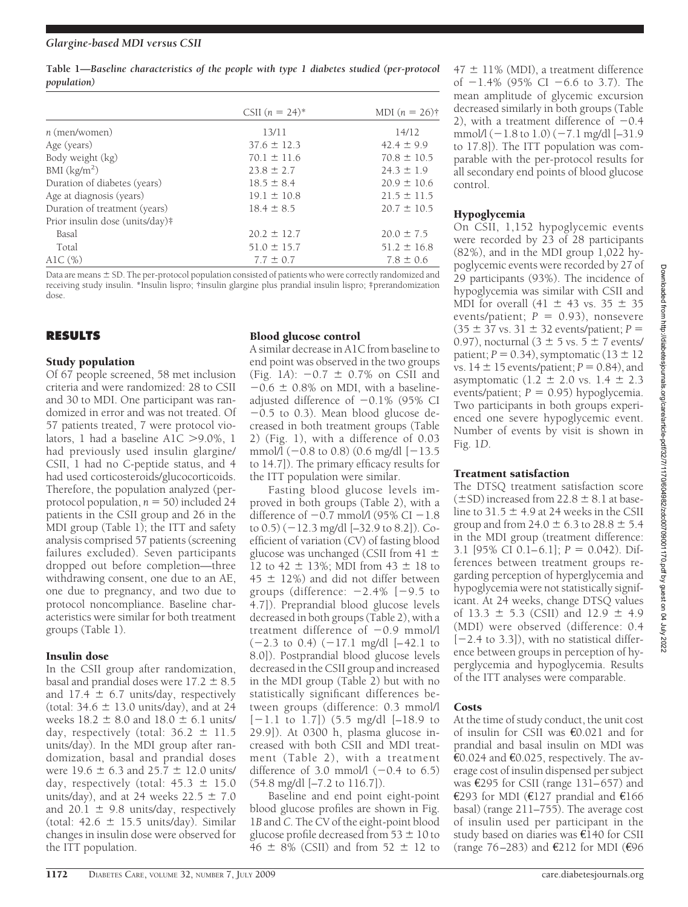**Table 1—Baseline characteristics of the people with type 1 diabetes studied (per-protocol population)**

| | CSII (n = 24)* | MDI (n = 26)† |
|---|---|---|
| n (men/women) | 13/11 | 14/12 |
| Age (years) | 37.6 ± 12.3 | 42.4 ± 9.9 |
| Body weight (kg) | 70.1 ± 11.6 | 70.8 ± 10.5 |
| BMI (kg/m$^2$) | 23.8 ± 2.7 | 24.3 ± 1.9 |
| Duration of diabetes (years) | 18.5 ± 8.4 | 20.9 ± 10.6 |
| Age at diagnosis (years) | 19.1 ± 10.8 | 21.5 ± 11.5 |
| Duration of treatment (years) | 18.4 ± 8.5 | 20.7 ± 10.5 |
| Prior insulin dose (units/day)‡ | | |
| Basal | 20.2 ± 12.7 | 20.0 ± 7.5 |
| Total | 51.0 ± 15.7 | 51.2 ± 16.8 |
| A1C (%) | 7.7 ± 0.7 | 7.8 ± 0.6 |

Data are means ± SD. The per-protocol population consisted of patients who were correctly randomized and receiving study insulin. *Insulin lispro; †insulin glargine plus prandial insulin lispro; ‡prerandomization dose.

## RESULTS

### Study population

Of 67 people screened, 58 met inclusion criteria and were randomized: 28 to CSII and 30 to MDI. One participant was randomized in error and was not treated. Of 57 patients treated, 7 were protocol violators, 1 had a baseline A1C >9.0%, 1 had previously used insulin glargine/CSII, 1 had no C-peptide status, and 4 had used corticosteroids/glucocorticoids. Therefore, the population analyzed (per-protocol population, n = 50) included 24 patients in the CSII group and 26 in the MDI group (Table 1); the ITT and safety analysis comprised 57 patients (screening failures excluded). Seven participants dropped out before completion—three withdrawing consent, one due to an AE, one due to pregnancy, and two due to protocol noncompliance. Baseline characteristics were similar for both treatment groups (Table 1).

### Insulin dose

In the CSII group after randomization, basal and prandial doses were 17.2 ± 8.5 and 17.4 ± 6.7 units/day, respectively (total: 34.6 ± 13.0 units/day), and at 24 weeks 18.2 ± 8.0 and 18.0 ± 6.1 units/day, respectively (total: 36.2 ± 11.5 units/day). In the MDI group after randomization, basal and prandial doses were 19.6 ± 6.3 and 25.7 ± 12.0 units/day, respectively (total: 45.3 ± 15.0 units/day), and at 24 weeks 22.5 ± 7.0 and 20.1 ± 9.8 units/day, respectively (total: 42.6 ± 15.5 units/day). Similar changes in insulin dose were observed for the ITT population.

### Blood glucose control

A similar decrease in A1C from baseline to end point was observed in the two groups (Fig. 1A): −0.7 ± 0.7% on CSII and −0.6 ± 0.8% on MDI, with a baseline-adjusted difference of −0.1% (95% CI −0.5 to 0.3). Mean blood glucose decreased in both treatment groups (Table 2) (Fig. 1), with a difference of 0.03 mmol/l (−0.8 to 0.8) (0.6 mg/dl [−13.5 to 14.7]). The primary efficacy results for the ITT population were similar.

Fasting blood glucose levels improved in both groups (Table 2), with a difference of −0.7 mmol/l (95% CI −1.8 to 0.5) (−12.3 mg/dl [–32.9 to 8.2]). Coefficient of variation (CV) of fasting blood glucose was unchanged (CSII from 41 ± 12 to 42 ± 13%; MDI from 43 ± 18 to 45 ± 12%) and did not differ between groups (difference: −2.4% [−9.5 to 4.7]). Preprandial blood glucose levels decreased in both groups (Table 2), with a treatment difference of −0.9 mmol/l (−2.3 to 0.4) (−17.1 mg/dl [–42.1 to 8.0]). Postprandial blood glucose levels decreased in the CSII group and increased in the MDI group (Table 2) but with no statistically significant differences between groups (difference: 0.3 mmol/l [−1.1 to 1.7]) (5.5 mg/dl [–18.9 to 29.9]). At 0300 h, plasma glucose increased with both CSII and MDI treatment (Table 2), with a treatment difference of 3.0 mmol/l (−0.4 to 6.5) (54.8 mg/dl [–7.2 to 116.7]).

Baseline and end point eight-point blood glucose profiles are shown in Fig. 1B and C. The CV of the eight-point blood glucose profile decreased from 53 ± 10 to 46 ± 8% (CSII) and from 52 ± 12 to 47 ± 11% (MDI), a treatment difference of −1.4% (95% CI −6.6 to 3.7). The mean amplitude of glycemic excursion decreased similarly in both groups (Table 2), with a treatment difference of −0.4 mmol/l (−1.8 to 1.0) (−7.1 mg/dl [–31.9 to 17.8]). The ITT population was comparable with the per-protocol results for all secondary end points of blood glucose control.

### Hypoglycemia

On CSII, 1,152 hypoglycemic events were recorded by 23 of 28 participants (82%), and in the MDI group 1,022 hypoglycemic events were recorded by 27 of 29 participants (93%). The incidence of hypoglycemia was similar with CSII and MDI for overall (41 ± 43 vs. 35 ± 35 events/patient; $P = 0.93$), nonsevere (35 ± 37 vs. 31 ± 32 events/patient; $P = 0.97$), nocturnal (3 ± 5 vs. 5 ± 7 events/patient; $P = 0.34$), symptomatic (13 ± 12 vs. 14 ± 15 events/patient; $P = 0.84$), and asymptomatic (1.2 ± 2.0 vs. 1.4 ± 2.3 events/patient; $P = 0.95$) hypoglycemia. Two participants in both groups experienced one severe hypoglycemic event. Number of events by visit is shown in Fig. 1D.

### Treatment satisfaction

The DTSQ treatment satisfaction score (±SD) increased from 22.8 ± 8.1 at baseline to 31.5 ± 4.9 at 24 weeks in the CSII group and from 24.0 ± 6.3 to 28.8 ± 5.4 in the MDI group (treatment difference: 3.1 [95% CI 0.1–6.1]; $P = 0.042$). Differences between treatment groups regarding perception of hyperglycemia and hypoglycemia were not statistically significant. At 24 weeks, change DTSQ values of 13.3 ± 5.3 (CSII) and 12.9 ± 4.9 (MDI) were observed (difference: 0.4 [−2.4 to 3.3]), with no statistical difference between groups in perception of hyperglycemia and hypoglycemia. Results of the ITT analyses were comparable.

### Costs

At the time of study conduct, the unit cost of insulin for CSII was €0.021 and for prandial and basal insulin on MDI was €0.024 and €0.025, respectively. The average cost of insulin dispensed per subject was €295 for CSII (range 131–657) and €293 for MDI (€127 prandial and €166 basal) (range 211–755). The average cost of insulin used per participant in the study based on diaries was €140 for CSII (range 76–283) and €212 for MDI (€96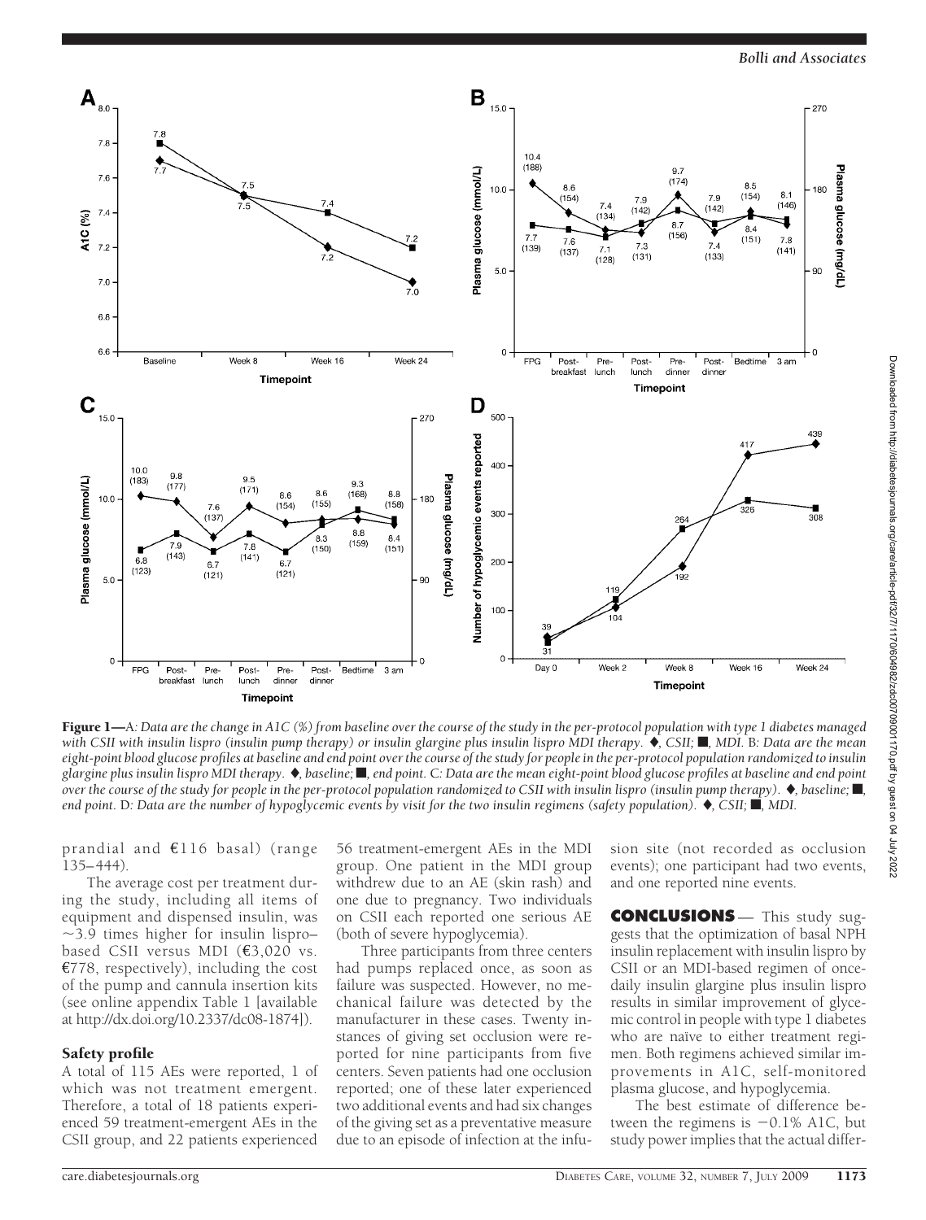**Figure 1**—A: *Data are the change in A1C (%) from baseline over the course of the study in the per-protocol population with type 1 diabetes managed with CSII with insulin lispro (insulin pump therapy) or insulin glargine plus insulin lispro MDI therapy. ◆, CSII; ■, MDI.* B: *Data are the mean eight-point blood glucose profiles at baseline and end point over the course of the study for people in the per-protocol population randomized to insulin glargine plus insulin lispro MDI therapy. ◆, baseline; ■, end point.* C: *Data are the mean eight-point blood glucose profiles at baseline and end point over the course of the study for people in the per-protocol population randomized to CSII with insulin lispro (insulin pump therapy). ◆, baseline; ■, end point.* D: *Data are the number of hypoglycemic events by visit for the two insulin regimens (safety population). ◆, CSII; ■, MDI.*

prandial and €116 basal) (range 135–444).

The average cost per treatment during the study, including all items of equipment and dispensed insulin, was ~3.9 times higher for insulin lispro–based CSII versus MDI (€3,020 vs. €778, respectively), including the cost of the pump and cannula insertion kits (see online appendix Table 1 [available at http://dx.doi.org/10.2337/dc08-1874]).

### Safety profile

A total of 115 AEs were reported, 1 of which was not treatment emergent. Therefore, a total of 18 patients experienced 59 treatment-emergent AEs in the CSII group, and 22 patients experienced 56 treatment-emergent AEs in the MDI group. One patient in the MDI group withdrew due to an AE (skin rash) and one due to pregnancy. Two individuals on CSII each reported one serious AE (both of severe hypoglycemia).

Three participants from three centers had pumps replaced once, as soon as failure was suspected. However, no mechanical failure was detected by the manufacturer in these cases. Twenty instances of giving set occlusion were reported for nine participants from five centers. Seven patients had one occlusion reported; one of these later experienced two additional events and had six changes of the giving set as a preventative measure due to an episode of infection at the infusion site (not recorded as occlusion events); one participant had two events, and one reported nine events.

## CONCLUSIONS

This study suggests that the optimization of basal NPH insulin replacement with insulin lispro by CSII or an MDI-based regimen of once-daily insulin glargine plus insulin lispro results in similar improvement of glycemic control in people with type 1 diabetes who are naïve to either treatment regimen. Both regimens achieved similar improvements in A1C, self-monitored plasma glucose, and hypoglycemia.

The best estimate of difference between the regimens is −0.1% A1C, but study power implies that the actual differ-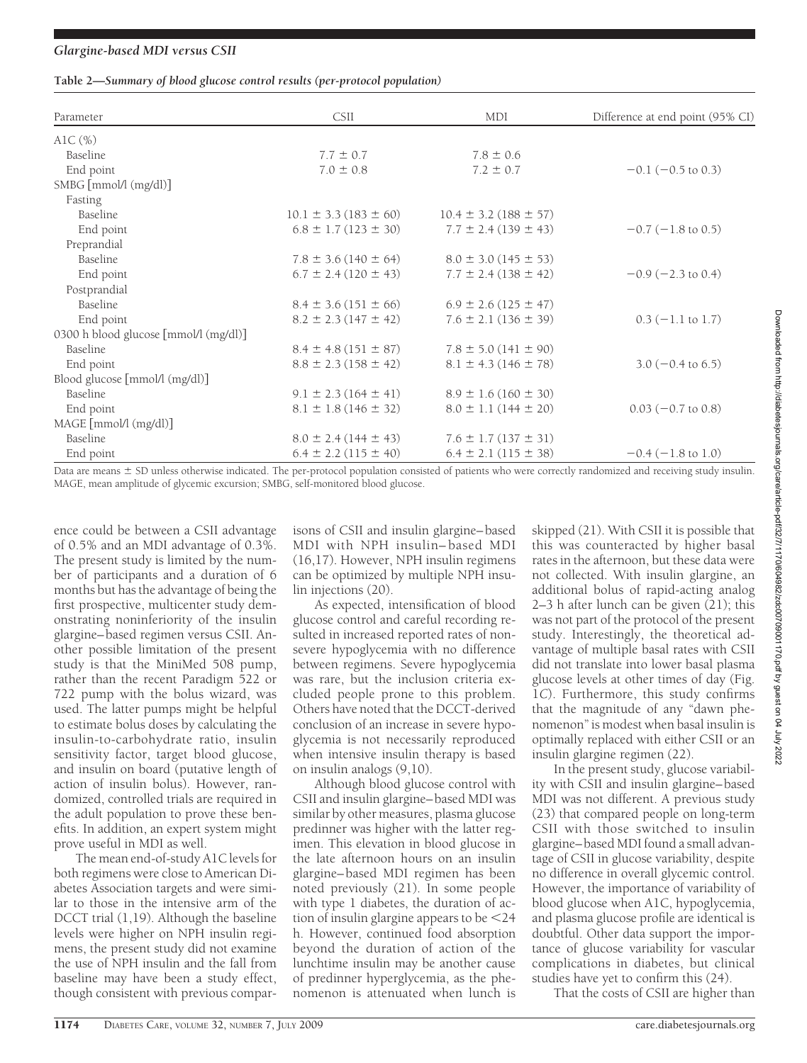**Table 2—Summary of blood glucose control results (per-protocol population)**

| Parameter | CSII | MDI | Difference at end point (95% CI) |
|---|---|---|---|
| A1C (%) | | | |
| Baseline | 7.7 ± 0.7 | 7.8 ± 0.6 | |
| End point | 7.0 ± 0.8 | 7.2 ± 0.7 | −0.1 (−0.5 to 0.3) |
| SMBG [mmol/l (mg/dl)] | | | |
| Fasting | | | |
| Baseline | 10.1 ± 3.3 (183 ± 60) | 10.4 ± 3.2 (188 ± 57) | |
| End point | 6.8 ± 1.7 (123 ± 30) | 7.7 ± 2.4 (139 ± 43) | −0.7 (−1.8 to 0.5) |
| Preprandial | | | |
| Baseline | 7.8 ± 3.6 (140 ± 64) | 8.0 ± 3.0 (145 ± 53) | |
| End point | 6.7 ± 2.4 (120 ± 43) | 7.7 ± 2.4 (138 ± 42) | −0.9 (−2.3 to 0.4) |
| Postprandial | | | |
| Baseline | 8.4 ± 3.6 (151 ± 66) | 6.9 ± 2.6 (125 ± 47) | |
| End point | 8.2 ± 2.3 (147 ± 42) | 7.6 ± 2.1 (136 ± 39) | 0.3 (−1.1 to 1.7) |
| 0300 h blood glucose [mmol/l (mg/dl)] | | | |
| Baseline | 8.4 ± 4.8 (151 ± 87) | 7.8 ± 5.0 (141 ± 90) | |
| End point | 8.8 ± 2.3 (158 ± 42) | 8.1 ± 4.3 (146 ± 78) | 3.0 (−0.4 to 6.5) |
| Blood glucose [mmol/l (mg/dl)] | | | |
| Baseline | 9.1 ± 2.3 (164 ± 41) | 8.9 ± 1.6 (160 ± 30) | |
| End point | 8.1 ± 1.8 (146 ± 32) | 8.0 ± 1.1 (144 ± 20) | 0.03 (−0.7 to 0.8) |
| MAGE [mmol/l (mg/dl)] | | | |
| Baseline | 8.0 ± 2.4 (144 ± 43) | 7.6 ± 1.7 (137 ± 31) | |
| End point | 6.4 ± 2.2 (115 ± 40) | 6.4 ± 2.1 (115 ± 38) | −0.4 (−1.8 to 1.0) |

Data are means ± SD unless otherwise indicated. The per-protocol population consisted of patients who were correctly randomized and receiving study insulin. MAGE, mean amplitude of glycemic excursion; SMBG, self-monitored blood glucose.

ence could be between a CSII advantage of 0.5% and an MDI advantage of 0.3%. The present study is limited by the number of participants and a duration of 6 months but has the advantage of being the first prospective, multicenter study demonstrating noninferiority of the insulin glargine–based regimen versus CSII. Another possible limitation of the present study is that the MiniMed 508 pump, rather than the recent Paradigm 522 or 722 pump with the bolus wizard, was used. The latter pumps might be helpful to estimate bolus doses by calculating the insulin-to-carbohydrate ratio, insulin sensitivity factor, target blood glucose, and insulin on board (putative length of action of insulin bolus). However, randomized, controlled trials are required in the adult population to prove these benefits. In addition, an expert system might prove useful in MDI as well.

The mean end-of-study A1C levels for both regimens were close to American Diabetes Association targets and were similar to those in the intensive arm of the DCCT trial (1,19). Although the baseline levels were higher on NPH insulin regimens, the present study did not examine the use of NPH insulin and the fall from baseline may have been a study effect, though consistent with previous comparisons of CSII and insulin glargine–based MDI with NPH insulin–based MDI (16,17). However, NPH insulin regimens can be optimized by multiple NPH insulin injections (20).

As expected, intensification of blood glucose control and careful recording resulted in increased reported rates of nonsevere hypoglycemia with no difference between regimens. Severe hypoglycemia was rare, but the inclusion criteria excluded people prone to this problem. Others have noted that the DCCT-derived conclusion of an increase in severe hypoglycemia is not necessarily reproduced when intensive insulin therapy is based on insulin analogs (9,10).

Although blood glucose control with CSII and insulin glargine–based MDI was similar by other measures, plasma glucose predinner was higher with the latter regimen. This elevation in blood glucose in the late afternoon hours on an insulin glargine–based MDI regimen has been noted previously (21). In some people with type 1 diabetes, the duration of action of insulin glargine appears to be <24 h. However, continued food absorption beyond the duration of action of the lunchtime insulin may be another cause of predinner hyperglycemia, as the phenomenon is attenuated when lunch is skipped (21). With CSII it is possible that this was counteracted by higher basal rates in the afternoon, but these data were not collected. With insulin glargine, an additional bolus of rapid-acting analog 2–3 h after lunch can be given (21); this was not part of the protocol of the present study. Interestingly, the theoretical advantage of multiple basal rates with CSII did not translate into lower basal plasma glucose levels at other times of day (Fig. 1*C*). Furthermore, this study confirms that the magnitude of any "dawn phenomenon" is modest when basal insulin is optimally replaced with either CSII or an insulin glargine regimen (22).

In the present study, glucose variability with CSII and insulin glargine–based MDI was not different. A previous study (23) that compared people on long-term CSII with those switched to insulin glargine–based MDI found a small advantage of CSII in glucose variability, despite no difference in overall glycemic control. However, the importance of variability of blood glucose when A1C, hypoglycemia, and plasma glucose profile are identical is doubtful. Other data support the importance of glucose variability for vascular complications in diabetes, but clinical studies have yet to confirm this (24).

That the costs of CSII are higher than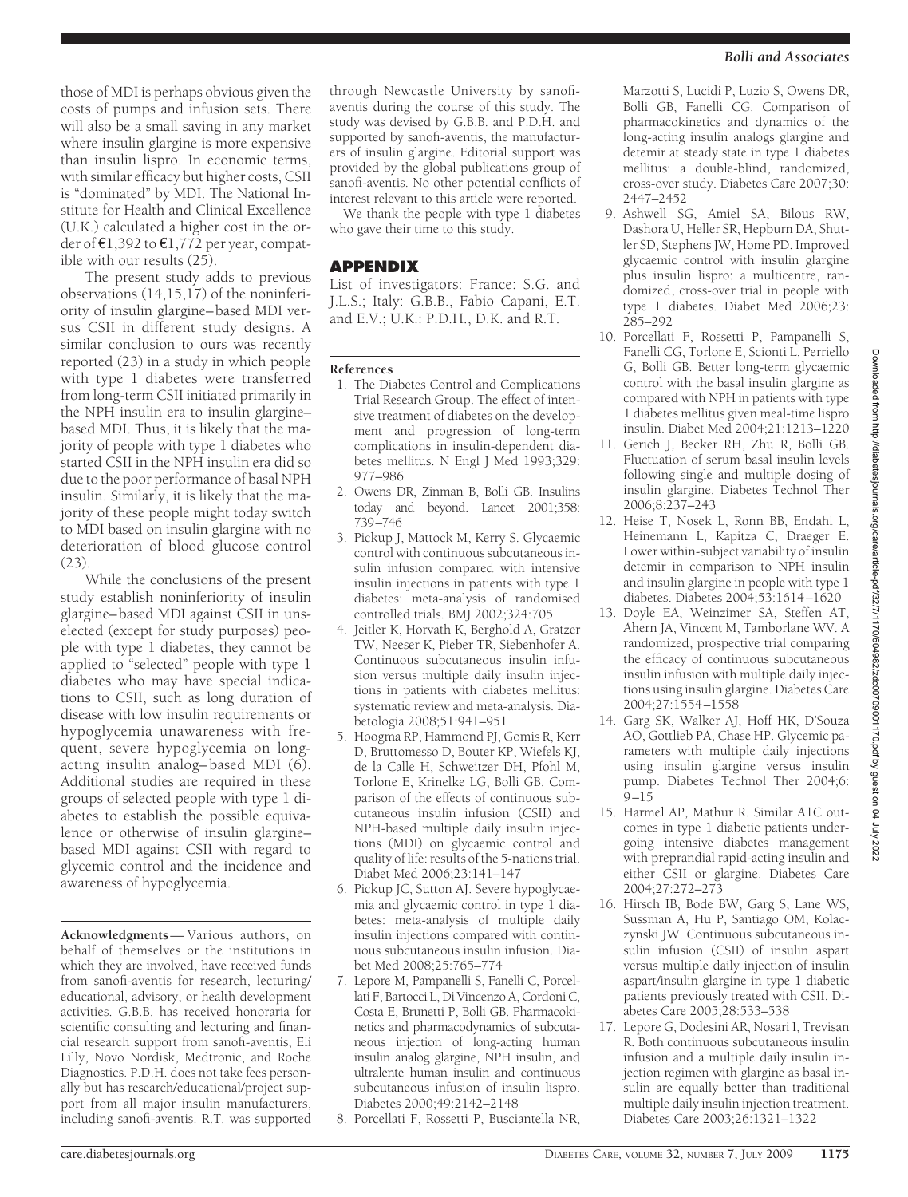those of MDI is perhaps obvious given the costs of pumps and infusion sets. There will also be a small saving in any market where insulin glargine is more expensive than insulin lispro. In economic terms, with similar efficacy but higher costs, CSII is "dominated" by MDI. The National Institute for Health and Clinical Excellence (U.K.) calculated a higher cost in the order of €1,392 to €1,772 per year, compatible with our results (25).

The present study adds to previous observations (14,15,17) of the noninferiority of insulin glargine–based MDI versus CSII in different study designs. A similar conclusion to ours was recently reported (23) in a study in which people with type 1 diabetes were transferred from long-term CSII initiated primarily in the NPH insulin era to insulin glargine–based MDI. Thus, it is likely that the majority of people with type 1 diabetes who started CSII in the NPH insulin era did so due to the poor performance of basal NPH insulin. Similarly, it is likely that the majority of these people might today switch to MDI based on insulin glargine with no deterioration of blood glucose control (23).

While the conclusions of the present study establish noninferiority of insulin glargine–based MDI against CSII in unselected (except for study purposes) people with type 1 diabetes, they cannot be applied to "selected" people with type 1 diabetes who may have special indications to CSII, such as long duration of disease with low insulin requirements or hypoglycemia unawareness with frequent, severe hypoglycemia on long-acting insulin analog–based MDI (6). Additional studies are required in these groups of selected people with type 1 diabetes to establish the possible equivalence or otherwise of insulin glargine–based MDI against CSII with regard to glycemic control and the incidence and awareness of hypoglycemia.

**Acknowledgments**— Various authors, on behalf of themselves or the institutions in which they are involved, have received funds from sanofi-aventis for research, lecturing/educational, advisory, or health development activities. G.B.B. has received honoraria for scientific consulting and lecturing and financial research support from sanofi-aventis, Eli Lilly, Novo Nordisk, Medtronic, and Roche Diagnostics. P.D.H. does not take fees personally but has research/educational/project support from all major insulin manufacturers, including sanofi-aventis. R.T. was supported through Newcastle University by sanofi-aventis during the course of this study. The study was devised by G.B.B. and P.D.H. and supported by sanofi-aventis, the manufacturers of insulin glargine. Editorial support was provided by the global publications group of sanofi-aventis. No other potential conflicts of interest relevant to this article were reported.

We thank the people with type 1 diabetes who gave their time to this study.

## APPENDIX

List of investigators: France: S.G. and J.L.S.; Italy: G.B.B., Fabio Capani, E.T. and E.V.; U.K.: P.D.H., D.K. and R.T.

## References

1. The Diabetes Control and Complications Trial Research Group. The effect of intensive treatment of diabetes on the development and progression of long-term complications in insulin-dependent diabetes mellitus. N Engl J Med 1993;329: 977–986
2. Owens DR, Zinman B, Bolli GB. Insulins today and beyond. Lancet 2001;358: 739–746
3. Pickup J, Mattock M, Kerry S. Glycaemic control with continuous subcutaneous insulin infusion compared with intensive insulin injections in patients with type 1 diabetes: meta-analysis of randomised controlled trials. BMJ 2002;324:705
4. Jeitler K, Horvath K, Berghold A, Gratzer TW, Neeser K, Pieber TR, Siebenhofer A. Continuous subcutaneous insulin infusion versus multiple daily insulin injections in patients with diabetes mellitus: systematic review and meta-analysis. Diabetologia 2008;51:941–951
5. Hoogma RP, Hammond PJ, Gomis R, Kerr D, Bruttomesso D, Bouter KP, Wiefels KJ, de la Calle H, Schweitzer DH, Pfohl M, Torlone E, Krinelke LG, Bolli GB. Comparison of the effects of continuous subcutaneous insulin infusion (CSII) and NPH-based multiple daily insulin injections (MDI) on glycaemic control and quality of life: results of the 5-nations trial. Diabet Med 2006;23:141–147
6. Pickup JC, Sutton AJ. Severe hypoglycaemia and glycaemic control in type 1 diabetes: meta-analysis of multiple daily insulin injections compared with continuous subcutaneous insulin infusion. Diabet Med 2008;25:765–774
7. Lepore M, Pampanelli S, Fanelli C, Porcellati F, Bartocci L, Di Vincenzo A, Cordoni C, Costa E, Brunetti P, Bolli GB. Pharmacokinetics and pharmacodynamics of subcutaneous injection of long-acting human insulin analog glargine, NPH insulin, and ultralente human insulin and continuous subcutaneous infusion of insulin lispro. Diabetes 2000;49:2142–2148
8. Porcellati F, Rossetti P, Busciantella NR, Marzotti S, Lucidi P, Luzio S, Owens DR, Bolli GB, Fanelli CG. Comparison of pharmacokinetics and dynamics of the long-acting insulin analogs glargine and detemir at steady state in type 1 diabetes mellitus: a double-blind, randomized, cross-over study. Diabetes Care 2007;30: 2447–2452
9. Ashwell SG, Amiel SA, Bilous RW, Dashora U, Heller SR, Hepburn DA, Shutler SD, Stephens JW, Home PD. Improved glycaemic control with insulin glargine plus insulin lispro: a multicentre, randomized, cross-over trial in people with type 1 diabetes. Diabet Med 2006;23: 285–292
10. Porcellati F, Rossetti P, Pampanelli S, Fanelli CG, Torlone E, Scionti L, Perriello G, Bolli GB. Better long-term glycaemic control with the basal insulin glargine as compared with NPH in patients with type 1 diabetes mellitus given meal-time lispro insulin. Diabet Med 2004;21:1213–1220
11. Gerich J, Becker RH, Zhu R, Bolli GB. Fluctuation of serum basal insulin levels following single and multiple dosing of insulin glargine. Diabetes Technol Ther 2006;8:237–243
12. Heise T, Nosek L, Ronn BB, Endahl L, Heinemann L, Kapitza C, Draeger E. Lower within-subject variability of insulin detemir in comparison to NPH insulin and insulin glargine in people with type 1 diabetes. Diabetes 2004;53:1614–1620
13. Doyle EA, Weinzimer SA, Steffen AT, Ahern JA, Vincent M, Tamborlane WV. A randomized, prospective trial comparing the efficacy of continuous subcutaneous insulin infusion with multiple daily injections using insulin glargine. Diabetes Care 2004;27:1554–1558
14. Garg SK, Walker AJ, Hoff HK, D'Souza AO, Gottlieb PA, Chase HP. Glycemic parameters with multiple daily injections using insulin glargine versus insulin pump. Diabetes Technol Ther 2004;6: 9–15
15. Harmel AP, Mathur R. Similar A1C outcomes in type 1 diabetic patients undergoing intensive diabetes management with preprandial rapid-acting insulin and either CSII or glargine. Diabetes Care 2004;27:272–273
16. Hirsch IB, Bode BW, Garg S, Lane WS, Sussman A, Hu P, Santiago OM, Kolaczynski JW. Continuous subcutaneous insulin infusion (CSII) of insulin aspart versus multiple daily injection of insulin aspart/insulin glargine in type 1 diabetic patients previously treated with CSII. Diabetes Care 2005;28:533–538
17. Lepore G, Dodesini AR, Nosari I, Trevisan R. Both continuous subcutaneous insulin infusion and a multiple daily insulin injection regimen with glargine as basal insulin are equally better than traditional multiple daily insulin injection treatment. Diabetes Care 2003;26:1321–1322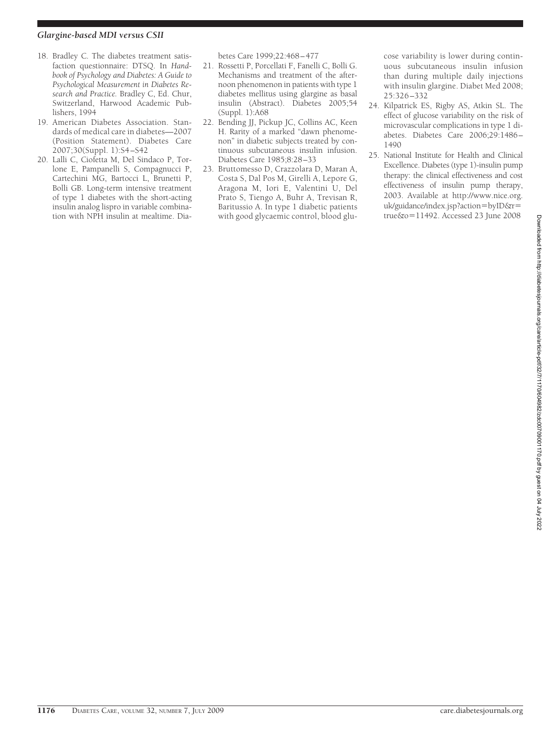18. Bradley C. The diabetes treatment satisfaction questionnaire: DTSQ. In *Handbook of Psychology and Diabetes: A Guide to Psychological Measurement in Diabetes Research and Practice.* Bradley C, Ed. Chur, Switzerland, Harwood Academic Publishers, 1994
19. American Diabetes Association. Standards of medical care in diabetes—2007 (Position Statement). Diabetes Care 2007;30(Suppl. 1):S4–S42
20. Lalli C, Ciofetta M, Del Sindaco P, Torlone E, Pampanelli S, Compagnucci P, Cartechini MG, Bartocci L, Brunetti P, Bolli GB. Long-term intensive treatment of type 1 diabetes with the short-acting insulin analog lispro in variable combination with NPH insulin at mealtime. Diabetes Care 1999;22:468–477
21. Rossetti P, Porcellati F, Fanelli C, Bolli G. Mechanisms and treatment of the afternoon phenomenon in patients with type 1 diabetes mellitus using glargine as basal insulin (Abstract). Diabetes 2005;54 (Suppl. 1):A68
22. Bending JJ, Pickup JC, Collins AC, Keen H. Rarity of a marked "dawn phenomenon" in diabetic subjects treated by continuous subcutaneous insulin infusion. Diabetes Care 1985;8:28–33
23. Bruttomesso D, Crazzolara D, Maran A, Costa S, Dal Pos M, Girelli A, Lepore G, Aragona M, Iori E, Valentini U, Del Prato S, Tiengo A, Buhr A, Trevisan R, Baritussio A. In type 1 diabetic patients with good glycaemic control, blood glucose variability is lower during continuous subcutaneous insulin infusion than during multiple daily injections with insulin glargine. Diabet Med 2008; 25:326–332
24. Kilpatrick ES, Rigby AS, Atkin SL. The effect of glucose variability on the risk of microvascular complications in type 1 diabetes. Diabetes Care 2006;29:1486–1490
25. National Institute for Health and Clinical Excellence. Diabetes (type 1)-insulin pump therapy: the clinical effectiveness and cost effectiveness of insulin pump therapy, 2003. Available at http://www.nice.org.uk/guidance/index.jsp?action=byID&r=true&o=11492. Accessed 23 June 2008